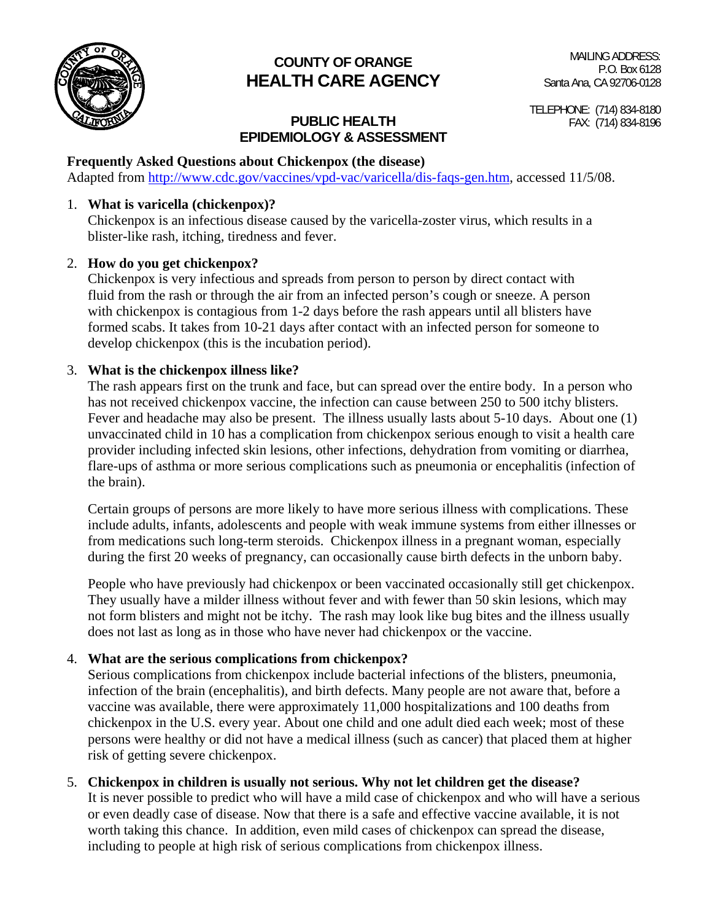# COUNTY OF ORANGE
# HEALTH CARE AGENCY

MAILING ADDRESS:
P.O. Box 6128
Santa Ana, CA 92706-0128

TELEPHONE: (714) 834-8180
FAX: (714) 834-8196

## PUBLIC HEALTH
## EPIDEMIOLOGY & ASSESSMENT

**Frequently Asked Questions about Chickenpox (the disease)**
Adapted from http://www.cdc.gov/vaccines/vpd-vac/varicella/dis-faqs-gen.htm, accessed 11/5/08.

1. **What is varicella (chickenpox)?**
   Chickenpox is an infectious disease caused by the varicella-zoster virus, which results in a blister-like rash, itching, tiredness and fever.

2. **How do you get chickenpox?**
   Chickenpox is very infectious and spreads from person to person by direct contact with fluid from the rash or through the air from an infected person's cough or sneeze. A person with chickenpox is contagious from 1-2 days before the rash appears until all blisters have formed scabs. It takes from 10-21 days after contact with an infected person for someone to develop chickenpox (this is the incubation period).

3. **What is the chickenpox illness like?**
   The rash appears first on the trunk and face, but can spread over the entire body. In a person who has not received chickenpox vaccine, the infection can cause between 250 to 500 itchy blisters. Fever and headache may also be present. The illness usually lasts about 5-10 days. About one (1) unvaccinated child in 10 has a complication from chickenpox serious enough to visit a health care provider including infected skin lesions, other infections, dehydration from vomiting or diarrhea, flare-ups of asthma or more serious complications such as pneumonia or encephalitis (infection of the brain).

   Certain groups of persons are more likely to have more serious illness with complications. These include adults, infants, adolescents and people with weak immune systems from either illnesses or from medications such long-term steroids. Chickenpox illness in a pregnant woman, especially during the first 20 weeks of pregnancy, can occasionally cause birth defects in the unborn baby.

   People who have previously had chickenpox or been vaccinated occasionally still get chickenpox. They usually have a milder illness without fever and with fewer than 50 skin lesions, which may not form blisters and might not be itchy. The rash may look like bug bites and the illness usually does not last as long as in those who have never had chickenpox or the vaccine.

4. **What are the serious complications from chickenpox?**
   Serious complications from chickenpox include bacterial infections of the blisters, pneumonia, infection of the brain (encephalitis), and birth defects. Many people are not aware that, before a vaccine was available, there were approximately 11,000 hospitalizations and 100 deaths from chickenpox in the U.S. every year. About one child and one adult died each week; most of these persons were healthy or did not have a medical illness (such as cancer) that placed them at higher risk of getting severe chickenpox.

5. **Chickenpox in children is usually not serious. Why not let children get the disease?**
   It is never possible to predict who will have a mild case of chickenpox and who will have a serious or even deadly case of disease. Now that there is a safe and effective vaccine available, it is not worth taking this chance. In addition, even mild cases of chickenpox can spread the disease, including to people at high risk of serious complications from chickenpox illness.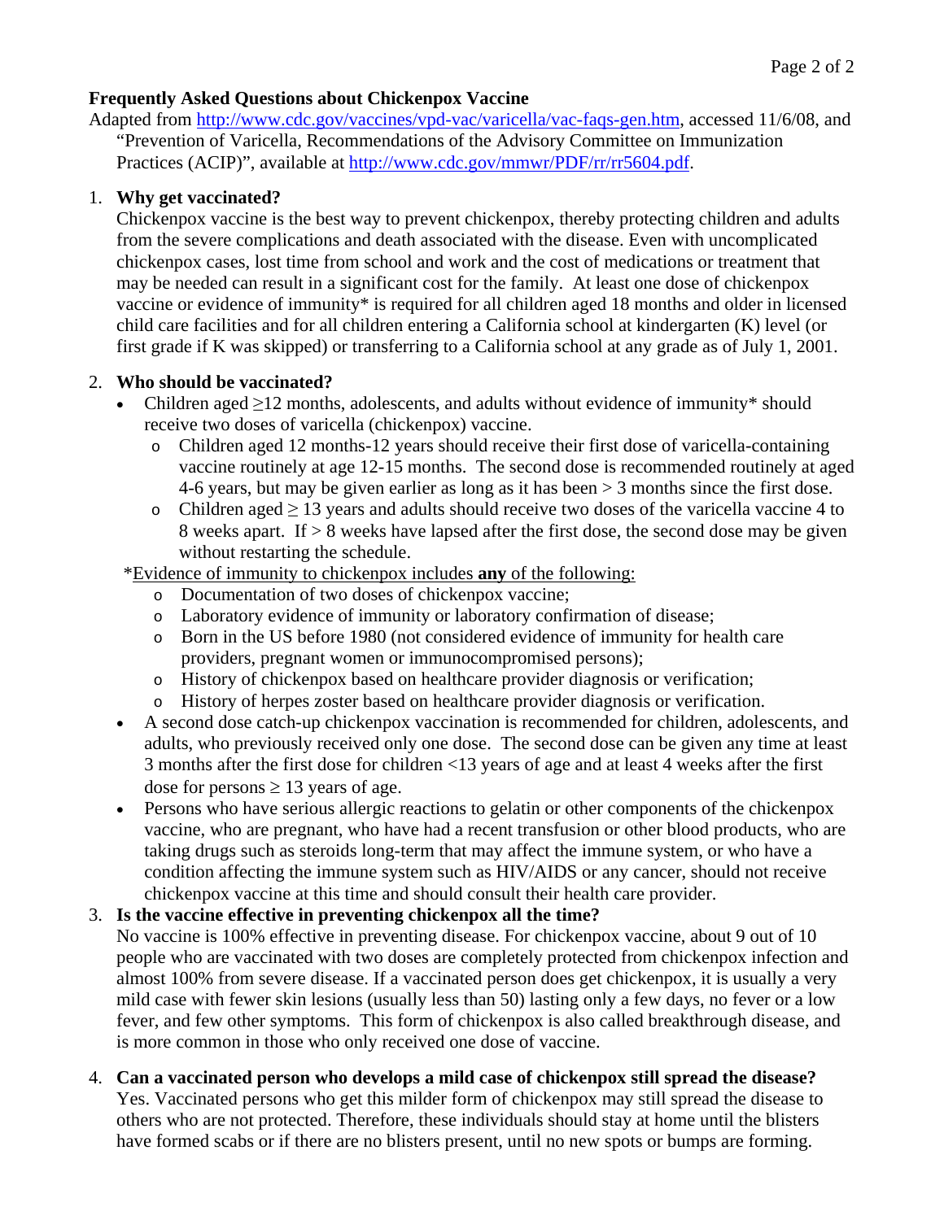## Frequently Asked Questions about Chickenpox Vaccine

Adapted from http://www.cdc.gov/vaccines/vpd-vac/varicella/vac-faqs-gen.htm, accessed 11/6/08, and "Prevention of Varicella, Recommendations of the Advisory Committee on Immunization Practices (ACIP)", available at http://www.cdc.gov/mmwr/PDF/rr/rr5604.pdf.

1. **Why get vaccinated?**
   Chickenpox vaccine is the best way to prevent chickenpox, thereby protecting children and adults from the severe complications and death associated with the disease. Even with uncomplicated chickenpox cases, lost time from school and work and the cost of medications or treatment that may be needed can result in a significant cost for the family. At least one dose of chickenpox vaccine or evidence of immunity* is required for all children aged 18 months and older in licensed child care facilities and for all children entering a California school at kindergarten (K) level (or first grade if K was skipped) or transferring to a California school at any grade as of July 1, 2001.

2. **Who should be vaccinated?**
   - Children aged $\geq$12 months, adolescents, and adults without evidence of immunity* should receive two doses of varicella (chickenpox) vaccine.
     - Children aged 12 months-12 years should receive their first dose of varicella-containing vaccine routinely at age 12-15 months. The second dose is recommended routinely at aged 4-6 years, but may be given earlier as long as it has been > 3 months since the first dose.
     - Children aged $\geq$ 13 years and adults should receive two doses of the varicella vaccine 4 to 8 weeks apart. If > 8 weeks have lapsed after the first dose, the second dose may be given without restarting the schedule.

   *Evidence of immunity to chickenpox includes **any** of the following:
     - Documentation of two doses of chickenpox vaccine;
     - Laboratory evidence of immunity or laboratory confirmation of disease;
     - Born in the US before 1980 (not considered evidence of immunity for health care providers, pregnant women or immunocompromised persons);
     - History of chickenpox based on healthcare provider diagnosis or verification;
     - History of herpes zoster based on healthcare provider diagnosis or verification.
   - A second dose catch-up chickenpox vaccination is recommended for children, adolescents, and adults, who previously received only one dose. The second dose can be given any time at least 3 months after the first dose for children <13 years of age and at least 4 weeks after the first dose for persons $\geq$ 13 years of age.
   - Persons who have serious allergic reactions to gelatin or other components of the chickenpox vaccine, who are pregnant, who have had a recent transfusion or other blood products, who are taking drugs such as steroids long-term that may affect the immune system, or who have a condition affecting the immune system such as HIV/AIDS or any cancer, should not receive chickenpox vaccine at this time and should consult their health care provider.

3. **Is the vaccine effective in preventing chickenpox all the time?**
   No vaccine is 100% effective in preventing disease. For chickenpox vaccine, about 9 out of 10 people who are vaccinated with two doses are completely protected from chickenpox infection and almost 100% from severe disease. If a vaccinated person does get chickenpox, it is usually a very mild case with fewer skin lesions (usually less than 50) lasting only a few days, no fever or a low fever, and few other symptoms. This form of chickenpox is also called breakthrough disease, and is more common in those who only received one dose of vaccine.

4. **Can a vaccinated person who develops a mild case of chickenpox still spread the disease?**
   Yes. Vaccinated persons who get this milder form of chickenpox may still spread the disease to others who are not protected. Therefore, these individuals should stay at home until the blisters have formed scabs or if there are no blisters present, until no new spots or bumps are forming.